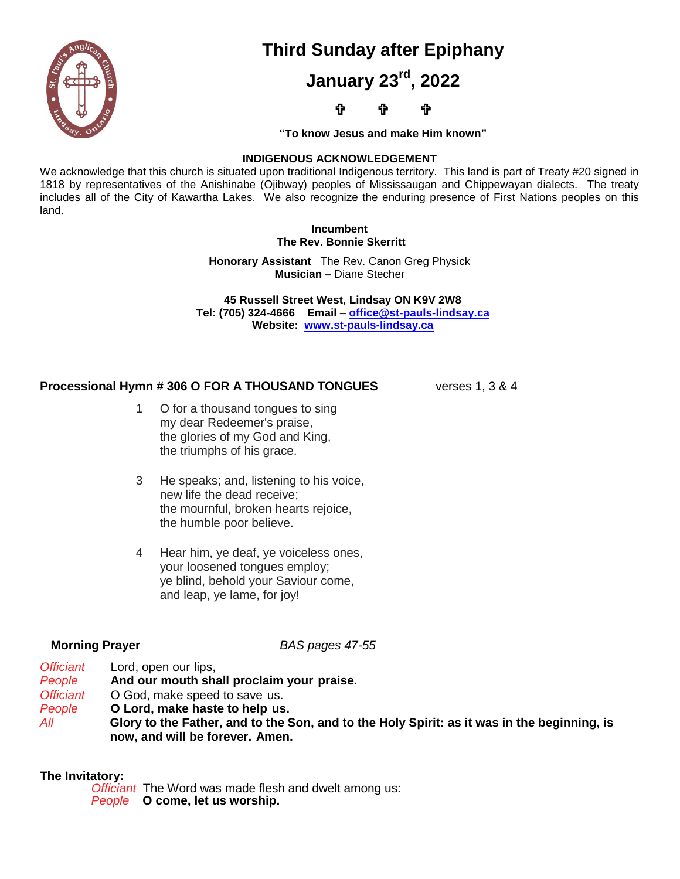# Third Sunday after Epiphany

## January 23rd, 2022

✞ ✞ ✞

**"To know Jesus and make Him known"**

**INDIGENOUS ACKNOWLEDGEMENT**

We acknowledge that this church is situated upon traditional Indigenous territory. This land is part of Treaty #20 signed in 1818 by representatives of the Anishinabe (Ojibway) peoples of Mississaugan and Chippewayan dialects. The treaty includes all of the City of Kawartha Lakes. We also recognize the enduring presence of First Nations peoples on this land.

**Incumbent**
**The Rev. Bonnie Skerritt**

**Honorary Assistant** The Rev. Canon Greg Physick
**Musician –** Diane Stecher

**45 Russell Street West, Lindsay ON K9V 2W8**
**Tel: (705) 324-4666 Email – office@st-pauls-lindsay.ca**
**Website: www.st-pauls-lindsay.ca**

**Processional Hymn # 306 O FOR A THOUSAND TONGUES** verses 1, 3 & 4

1 O for a thousand tongues to sing
my dear Redeemer's praise,
the glories of my God and King,
the triumphs of his grace.

3 He speaks; and, listening to his voice,
new life the dead receive;
the mournful, broken hearts rejoice,
the humble poor believe.

4 Hear him, ye deaf, ye voiceless ones,
your loosened tongues employ;
ye blind, behold your Saviour come,
and leap, ye lame, for joy!

**Morning Prayer** *BAS pages 47-55*

*Officiant* Lord, open our lips,
*People* **And our mouth shall proclaim your praise.**
*Officiant* O God, make speed to save us.
*People* **O Lord, make haste to help us.**
*All* **Glory to the Father, and to the Son, and to the Holy Spirit: as it was in the beginning, is now, and will be forever. Amen.**

**The Invitatory:**

*Officiant* The Word was made flesh and dwelt among us:
*People* **O come, let us worship.**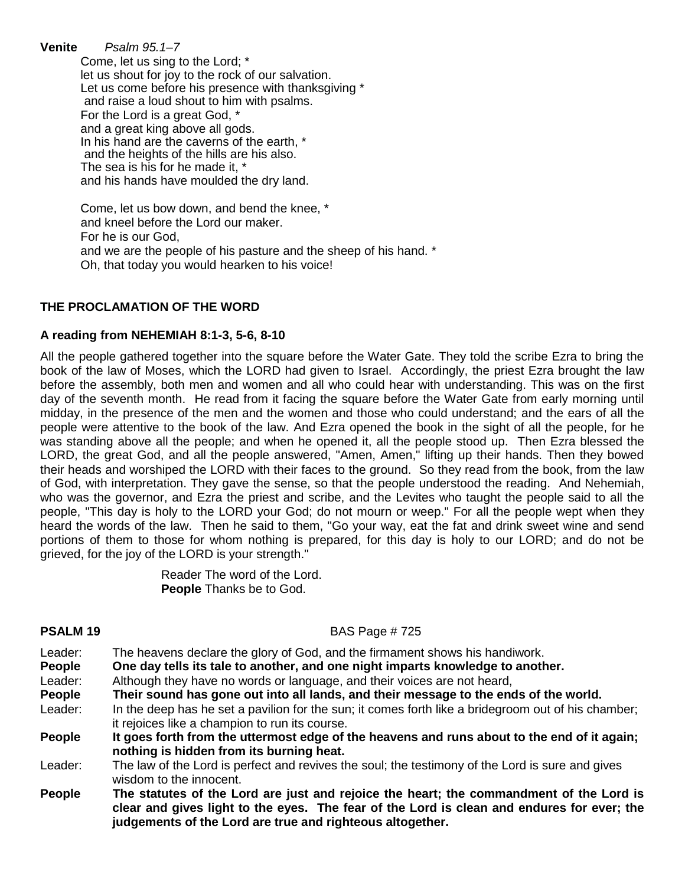**Venite** *Psalm 95.1–7*

Come, let us sing to the Lord; *
let us shout for joy to the rock of our salvation.
Let us come before his presence with thanksgiving *
and raise a loud shout to him with psalms.
For the Lord is a great God, *
and a great king above all gods.
In his hand are the caverns of the earth, *
and the heights of the hills are his also.
The sea is his for he made it, *
and his hands have moulded the dry land.

Come, let us bow down, and bend the knee, *
and kneel before the Lord our maker.
For he is our God,
and we are the people of his pasture and the sheep of his hand. *
Oh, that today you would hearken to his voice!

**THE PROCLAMATION OF THE WORD**

**A reading from NEHEMIAH 8:1-3, 5-6, 8-10**

All the people gathered together into the square before the Water Gate. They told the scribe Ezra to bring the book of the law of Moses, which the LORD had given to Israel. Accordingly, the priest Ezra brought the law before the assembly, both men and women and all who could hear with understanding. This was on the first day of the seventh month. He read from it facing the square before the Water Gate from early morning until midday, in the presence of the men and the women and those who could understand; and the ears of all the people were attentive to the book of the law. And Ezra opened the book in the sight of all the people, for he was standing above all the people; and when he opened it, all the people stood up. Then Ezra blessed the LORD, the great God, and all the people answered, "Amen, Amen," lifting up their hands. Then they bowed their heads and worshiped the LORD with their faces to the ground. So they read from the book, from the law of God, with interpretation. They gave the sense, so that the people understood the reading. And Nehemiah, who was the governor, and Ezra the priest and scribe, and the Levites who taught the people said to all the people, "This day is holy to the LORD your God; do not mourn or weep." For all the people wept when they heard the words of the law. Then he said to them, "Go your way, eat the fat and drink sweet wine and send portions of them to those for whom nothing is prepared, for this day is holy to our LORD; and do not be grieved, for the joy of the LORD is your strength."

Reader The word of the Lord.
**People** Thanks be to God.

**PSALM 19** BAS Page # 725

Leader: The heavens declare the glory of God, and the firmament shows his handiwork.
**People One day tells its tale to another, and one night imparts knowledge to another.**
Leader: Although they have no words or language, and their voices are not heard,
**People Their sound has gone out into all lands, and their message to the ends of the world.**
Leader: In the deep has he set a pavilion for the sun; it comes forth like a bridegroom out of his chamber; it rejoices like a champion to run its course.
**People It goes forth from the uttermost edge of the heavens and runs about to the end of it again; nothing is hidden from its burning heat.**
Leader: The law of the Lord is perfect and revives the soul; the testimony of the Lord is sure and gives wisdom to the innocent.
**People The statutes of the Lord are just and rejoice the heart; the commandment of the Lord is clear and gives light to the eyes. The fear of the Lord is clean and endures for ever; the judgements of the Lord are true and righteous altogether.**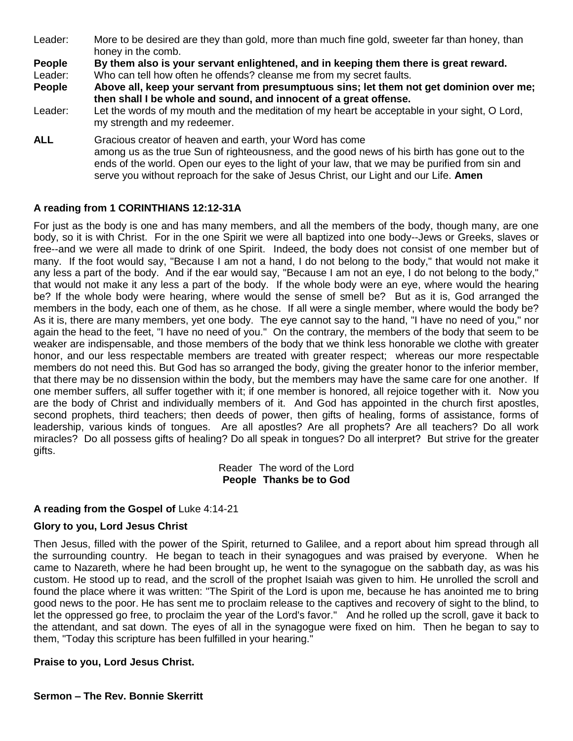Leader: More to be desired are they than gold, more than much fine gold, sweeter far than honey, than honey in the comb.

**People By them also is your servant enlightened, and in keeping them there is great reward.**

Leader: Who can tell how often he offends? cleanse me from my secret faults.

**People Above all, keep your servant from presumptuous sins; let them not get dominion over me; then shall I be whole and sound, and innocent of a great offense.**

Leader: Let the words of my mouth and the meditation of my heart be acceptable in your sight, O Lord, my strength and my redeemer.

**ALL** Gracious creator of heaven and earth, your Word has come among us as the true Sun of righteousness, and the good news of his birth has gone out to the ends of the world. Open our eyes to the light of your law, that we may be purified from sin and serve you without reproach for the sake of Jesus Christ, our Light and our Life. **Amen**

**A reading from 1 CORINTHIANS 12:12-31A**

For just as the body is one and has many members, and all the members of the body, though many, are one body, so it is with Christ. For in the one Spirit we were all baptized into one body--Jews or Greeks, slaves or free--and we were all made to drink of one Spirit. Indeed, the body does not consist of one member but of many. If the foot would say, "Because I am not a hand, I do not belong to the body," that would not make it any less a part of the body. And if the ear would say, "Because I am not an eye, I do not belong to the body," that would not make it any less a part of the body. If the whole body were an eye, where would the hearing be? If the whole body were hearing, where would the sense of smell be? But as it is, God arranged the members in the body, each one of them, as he chose. If all were a single member, where would the body be? As it is, there are many members, yet one body. The eye cannot say to the hand, "I have no need of you," nor again the head to the feet, "I have no need of you." On the contrary, the members of the body that seem to be weaker are indispensable, and those members of the body that we think less honorable we clothe with greater honor, and our less respectable members are treated with greater respect; whereas our more respectable members do not need this. But God has so arranged the body, giving the greater honor to the inferior member, that there may be no dissension within the body, but the members may have the same care for one another. If one member suffers, all suffer together with it; if one member is honored, all rejoice together with it. Now you are the body of Christ and individually members of it. And God has appointed in the church first apostles, second prophets, third teachers; then deeds of power, then gifts of healing, forms of assistance, forms of leadership, various kinds of tongues. Are all apostles? Are all prophets? Are all teachers? Do all work miracles? Do all possess gifts of healing? Do all speak in tongues? Do all interpret? But strive for the greater gifts.

Reader The word of the Lord
**People Thanks be to God**

**A reading from the Gospel of** Luke 4:14-21

**Glory to you, Lord Jesus Christ**

Then Jesus, filled with the power of the Spirit, returned to Galilee, and a report about him spread through all the surrounding country. He began to teach in their synagogues and was praised by everyone. When he came to Nazareth, where he had been brought up, he went to the synagogue on the sabbath day, as was his custom. He stood up to read, and the scroll of the prophet Isaiah was given to him. He unrolled the scroll and found the place where it was written: "The Spirit of the Lord is upon me, because he has anointed me to bring good news to the poor. He has sent me to proclaim release to the captives and recovery of sight to the blind, to let the oppressed go free, to proclaim the year of the Lord's favor." And he rolled up the scroll, gave it back to the attendant, and sat down. The eyes of all in the synagogue were fixed on him. Then he began to say to them, "Today this scripture has been fulfilled in your hearing."

**Praise to you, Lord Jesus Christ.**

**Sermon – The Rev. Bonnie Skerritt**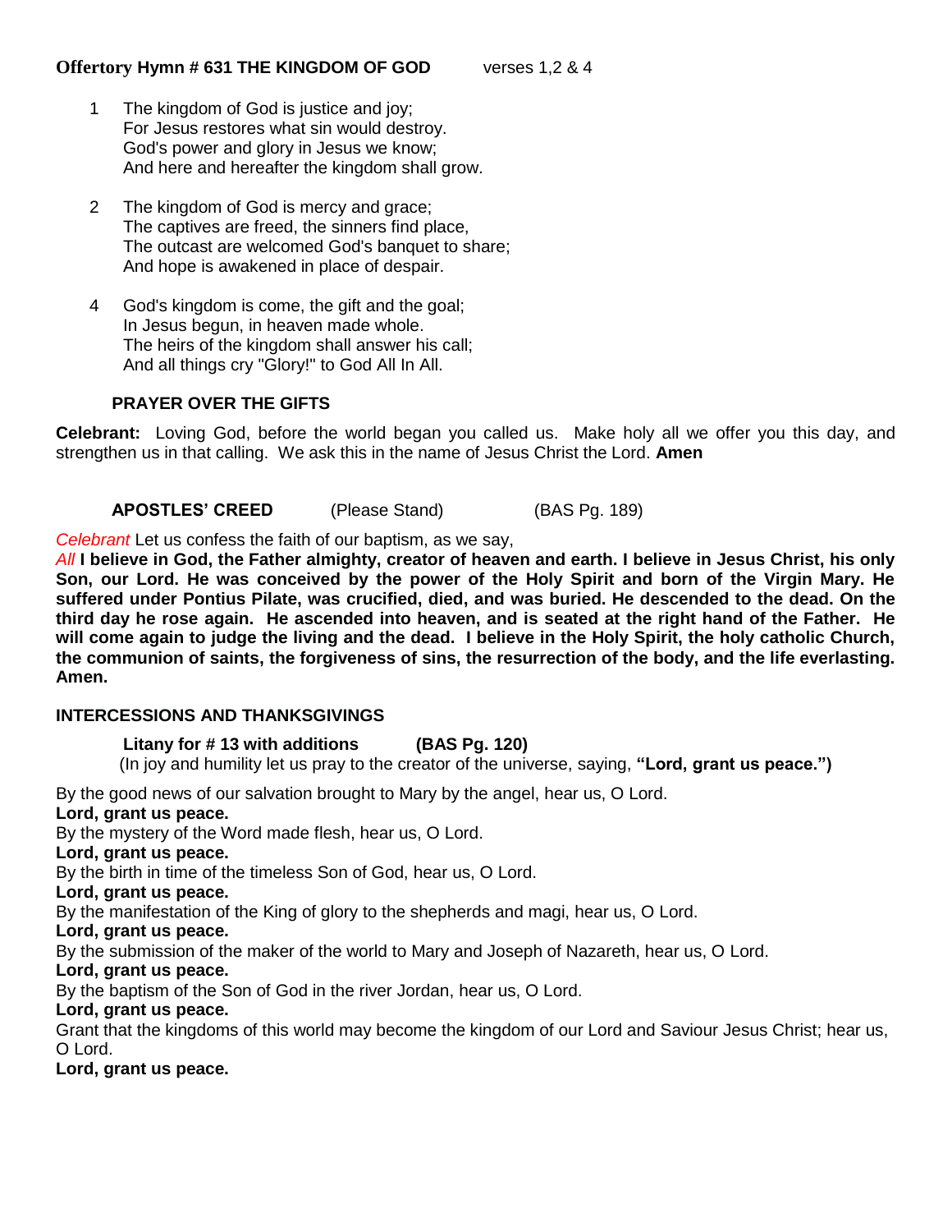**Offertory Hymn # 631 THE KINGDOM OF GOD** verses 1,2 & 4

1 The kingdom of God is justice and joy;
For Jesus restores what sin would destroy.
God's power and glory in Jesus we know;
And here and hereafter the kingdom shall grow.

2 The kingdom of God is mercy and grace;
The captives are freed, the sinners find place,
The outcast are welcomed God's banquet to share;
And hope is awakened in place of despair.

4 God's kingdom is come, the gift and the goal;
In Jesus begun, in heaven made whole.
The heirs of the kingdom shall answer his call;
And all things cry "Glory!" to God All In All.

**PRAYER OVER THE GIFTS**

**Celebrant:** Loving God, before the world began you called us. Make holy all we offer you this day, and strengthen us in that calling. We ask this in the name of Jesus Christ the Lord. **Amen**

**APOSTLES' CREED** (Please Stand) (BAS Pg. 189)

*Celebrant* Let us confess the faith of our baptism, as we say,

*All* **I believe in God, the Father almighty, creator of heaven and earth. I believe in Jesus Christ, his only Son, our Lord. He was conceived by the power of the Holy Spirit and born of the Virgin Mary. He suffered under Pontius Pilate, was crucified, died, and was buried. He descended to the dead. On the third day he rose again. He ascended into heaven, and is seated at the right hand of the Father. He will come again to judge the living and the dead. I believe in the Holy Spirit, the holy catholic Church, the communion of saints, the forgiveness of sins, the resurrection of the body, and the life everlasting. Amen.**

**INTERCESSIONS AND THANKSGIVINGS**

**Litany for # 13 with additions (BAS Pg. 120)**

(In joy and humility let us pray to the creator of the universe, saying, **"Lord, grant us peace.")**

By the good news of our salvation brought to Mary by the angel, hear us, O Lord.
**Lord, grant us peace.**
By the mystery of the Word made flesh, hear us, O Lord.
**Lord, grant us peace.**
By the birth in time of the timeless Son of God, hear us, O Lord.
**Lord, grant us peace.**
By the manifestation of the King of glory to the shepherds and magi, hear us, O Lord.
**Lord, grant us peace.**
By the submission of the maker of the world to Mary and Joseph of Nazareth, hear us, O Lord.
**Lord, grant us peace.**
By the baptism of the Son of God in the river Jordan, hear us, O Lord.
**Lord, grant us peace.**
Grant that the kingdoms of this world may become the kingdom of our Lord and Saviour Jesus Christ; hear us, O Lord.
**Lord, grant us peace.**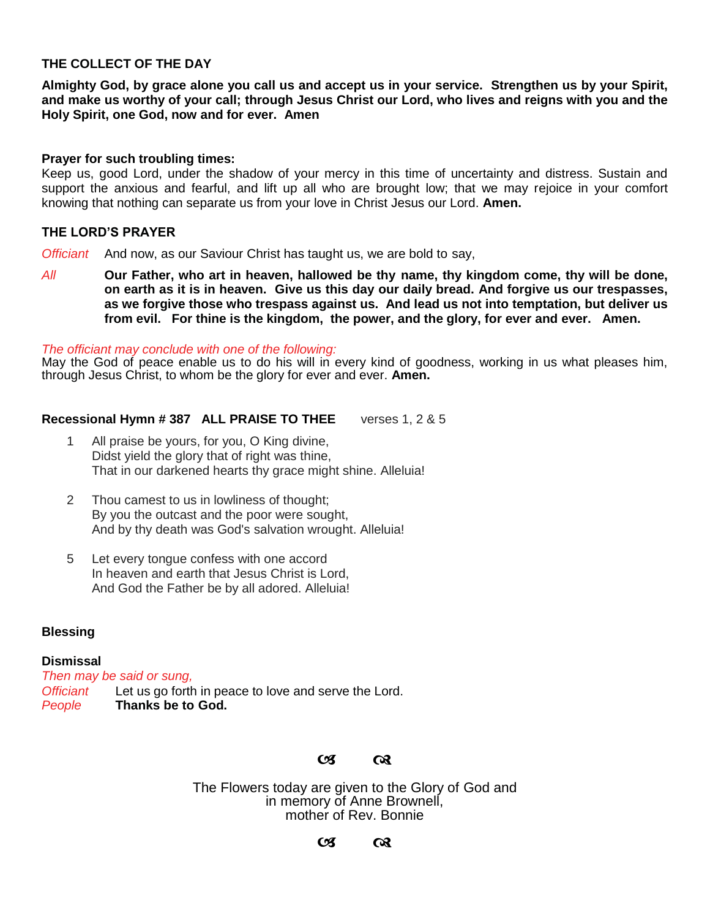### THE COLLECT OF THE DAY

**Almighty God, by grace alone you call us and accept us in your service. Strengthen us by your Spirit, and make us worthy of your call; through Jesus Christ our Lord, who lives and reigns with you and the Holy Spirit, one God, now and for ever. Amen**

**Prayer for such troubling times:**
Keep us, good Lord, under the shadow of your mercy in this time of uncertainty and distress. Sustain and support the anxious and fearful, and lift up all who are brought low; that we may rejoice in your comfort knowing that nothing can separate us from your love in Christ Jesus our Lord. **Amen.**

### THE LORD'S PRAYER

*Officiant* And now, as our Saviour Christ has taught us, we are bold to say,

*All* **Our Father, who art in heaven, hallowed be thy name, thy kingdom come, thy will be done, on earth as it is in heaven. Give us this day our daily bread. And forgive us our trespasses, as we forgive those who trespass against us. And lead us not into temptation, but deliver us from evil. For thine is the kingdom, the power, and the glory, for ever and ever. Amen.**

*The officiant may conclude with one of the following:*
May the God of peace enable us to do his will in every kind of goodness, working in us what pleases him, through Jesus Christ, to whom be the glory for ever and ever. **Amen.**

**Recessional Hymn # 387 ALL PRAISE TO THEE** verses 1, 2 & 5

1. All praise be yours, for you, O King divine,
   Didst yield the glory that of right was thine,
   That in our darkened hearts thy grace might shine. Alleluia!

2. Thou camest to us in lowliness of thought;
   By you the outcast and the poor were sought,
   And by thy death was God's salvation wrought. Alleluia!

5. Let every tongue confess with one accord
   In heaven and earth that Jesus Christ is Lord,
   And God the Father be by all adored. Alleluia!

**Blessing**

**Dismissal**
*Then may be said or sung,*
*Officiant* Let us go forth in peace to love and serve the Lord.
*People* **Thanks be to God.**

The Flowers today are given to the Glory of God and
in memory of Anne Brownell,
mother of Rev. Bonnie